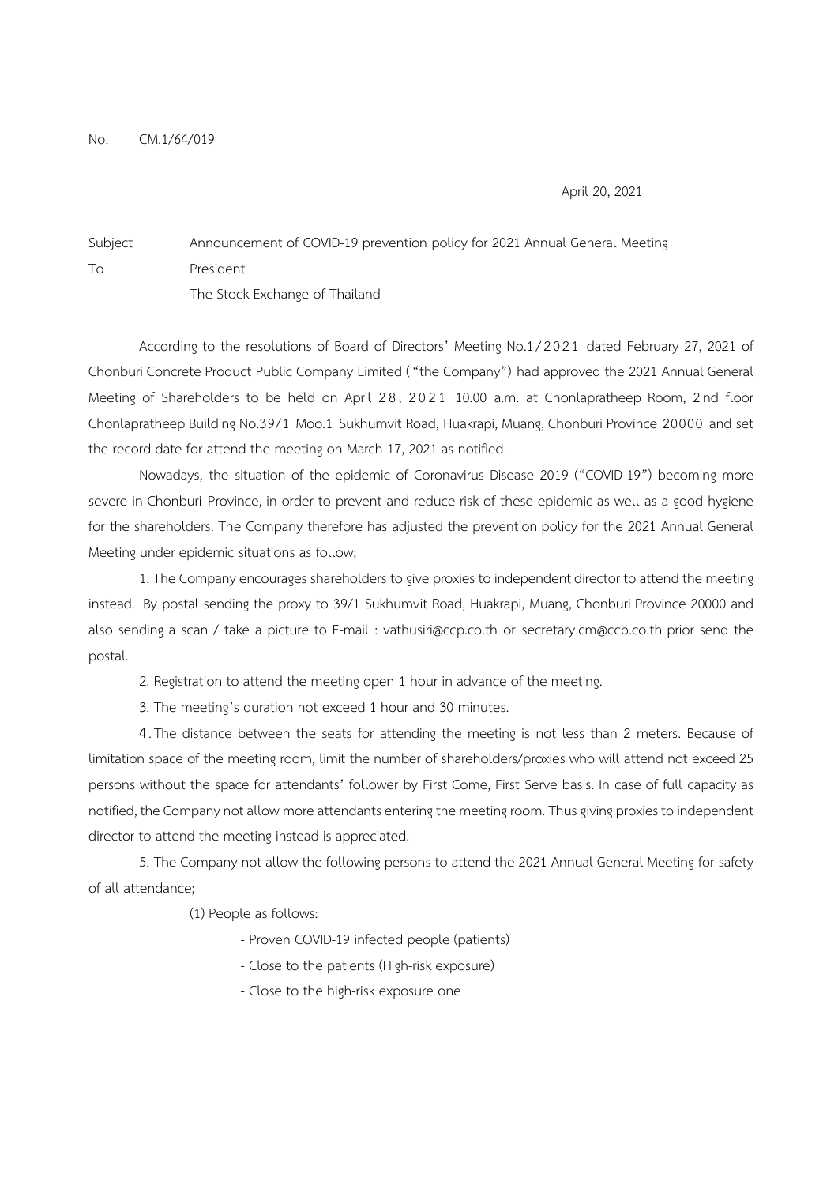No. CM.1/64/019

April 20, 2021

Subject Announcement of COVID-19 prevention policy for 2021 Annual General Meeting

To President
The Stock Exchange of Thailand

According to the resolutions of Board of Directors' Meeting No.1/2021 dated February 27, 2021 of Chonburi Concrete Product Public Company Limited ("the Company") had approved the 2021 Annual General Meeting of Shareholders to be held on April 28, 2021 10.00 a.m. at Chonlapratheep Room, 2nd floor Chonlapratheep Building No.39/1 Moo.1 Sukhumvit Road, Huakrapi, Muang, Chonburi Province 20000 and set the record date for attend the meeting on March 17, 2021 as notified.

Nowadays, the situation of the epidemic of Coronavirus Disease 2019 ("COVID-19") becoming more severe in Chonburi Province, in order to prevent and reduce risk of these epidemic as well as a good hygiene for the shareholders. The Company therefore has adjusted the prevention policy for the 2021 Annual General Meeting under epidemic situations as follow;

1. The Company encourages shareholders to give proxies to independent director to attend the meeting instead. By postal sending the proxy to 39/1 Sukhumvit Road, Huakrapi, Muang, Chonburi Province 20000 and also sending a scan / take a picture to E-mail : vathusiri@ccp.co.th or secretary.cm@ccp.co.th prior send the postal.

2. Registration to attend the meeting open 1 hour in advance of the meeting.

3. The meeting's duration not exceed 1 hour and 30 minutes.

4. The distance between the seats for attending the meeting is not less than 2 meters. Because of limitation space of the meeting room, limit the number of shareholders/proxies who will attend not exceed 25 persons without the space for attendants' follower by First Come, First Serve basis. In case of full capacity as notified, the Company not allow more attendants entering the meeting room. Thus giving proxies to independent director to attend the meeting instead is appreciated.

5. The Company not allow the following persons to attend the 2021 Annual General Meeting for safety of all attendance;

(1) People as follows:

- Proven COVID-19 infected people (patients)
- Close to the patients (High-risk exposure)
- Close to the high-risk exposure one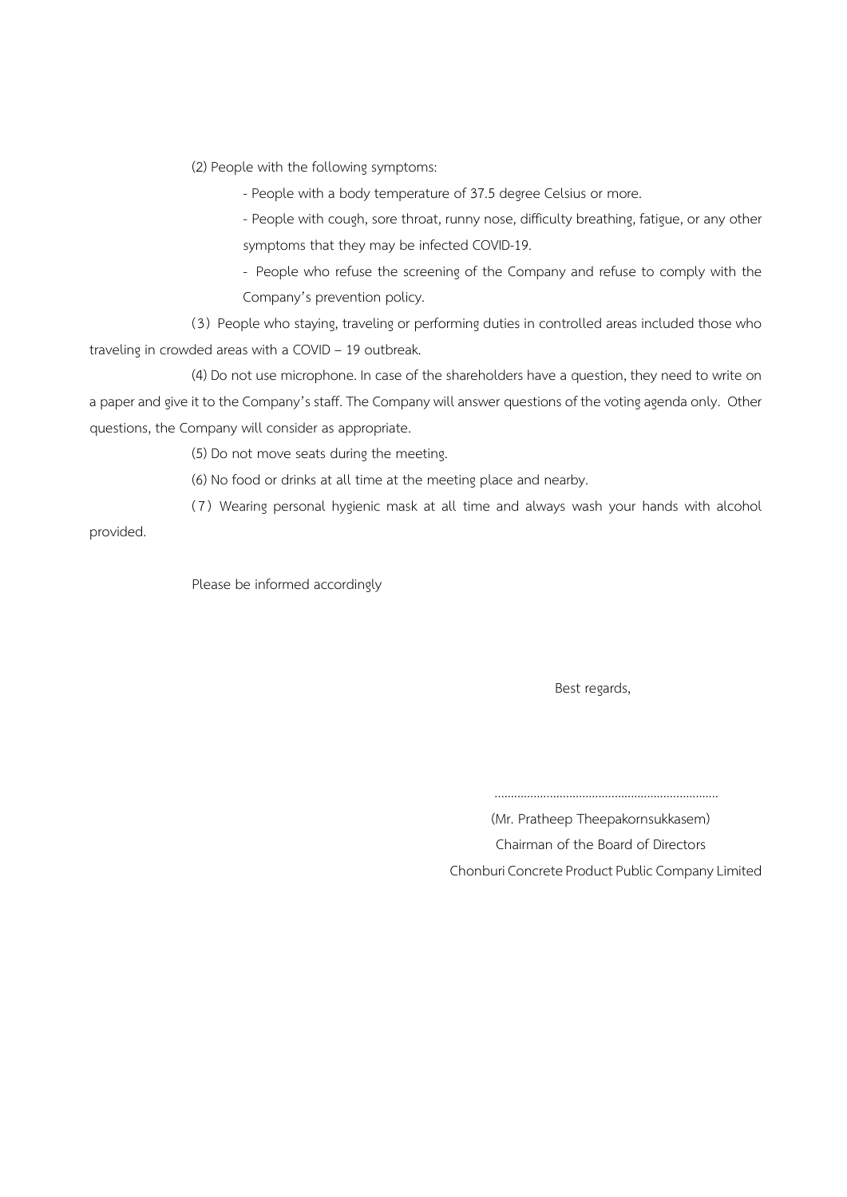(2) People with the following symptoms:

- People with a body temperature of 37.5 degree Celsius or more.
- People with cough, sore throat, runny nose, difficulty breathing, fatigue, or any other symptoms that they may be infected COVID-19.
- People who refuse the screening of the Company and refuse to comply with the Company's prevention policy.

(3) People who staying, traveling or performing duties in controlled areas included those who traveling in crowded areas with a COVID – 19 outbreak.

(4) Do not use microphone. In case of the shareholders have a question, they need to write on a paper and give it to the Company's staff. The Company will answer questions of the voting agenda only. Other questions, the Company will consider as appropriate.

(5) Do not move seats during the meeting.

(6) No food or drinks at all time at the meeting place and nearby.

(7) Wearing personal hygienic mask at all time and always wash your hands with alcohol provided.

Please be informed accordingly

Best regards,

...................................................................

(Mr. Pratheep Theepakornsukkasem)

Chairman of the Board of Directors

Chonburi Concrete Product Public Company Limited